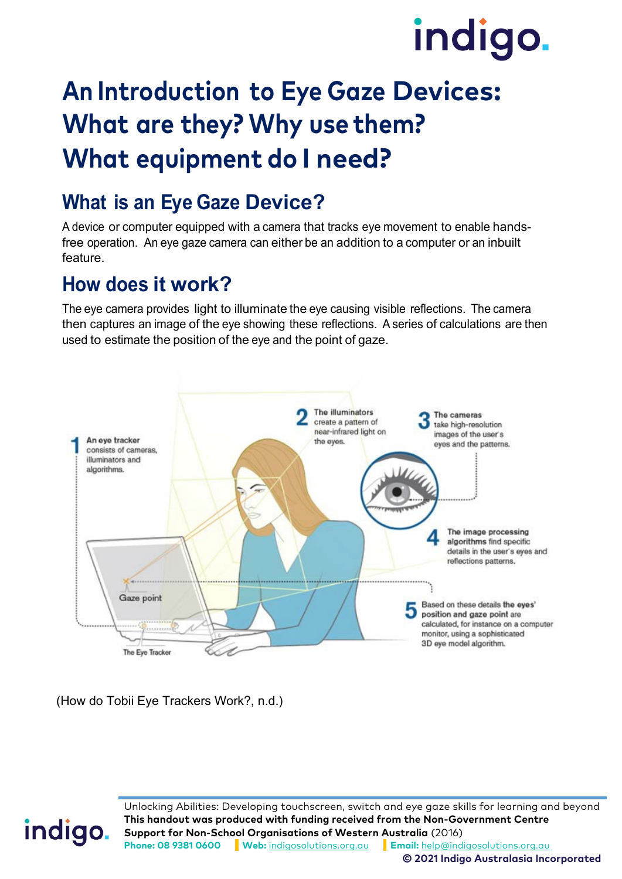# An Introduction to Eye Gaze Devices: What are they? Why use them? What equipment do I need?

## What is an Eye Gaze Device?

A device or computer equipped with a camera that tracks eye movement to enable hands-free operation. An eye gaze camera can either be an addition to a computer or an inbuilt feature.

## How does it work?

The eye camera provides light to illuminate the eye causing visible reflections. The camera then captures an image of the eye showing these reflections. A series of calculations are then used to estimate the position of the eye and the point of gaze.

1. **An eye tracker** consists of cameras, illuminators and algorithms.
2. **The illuminators** create a pattern of near-infrared light on the eyes.
3. **The cameras** take high-resolution images of the user's eyes and the patterns.
4. **The image processing algorithms** find specific details in the user's eyes and reflections patterns.
5. Based on these details **the eyes' position and gaze point** are calculated, for instance on a computer monitor, using a sophisticated 3D eye model algorithm.

Gaze point

The Eye Tracker

(How do Tobii Eye Trackers Work?, n.d.)

Unlocking Abilities: Developing touchscreen, switch and eye gaze skills for learning and beyond
**This handout was produced with funding received from the Non-Government Centre Support for Non-School Organisations of Western Australia** (2016)
**Phone: 08 9381 0600** | **Web:** indigosolutions.org.au | **Email:** help@indigosolutions.org.au
**© 2021 Indigo Australasia Incorporated**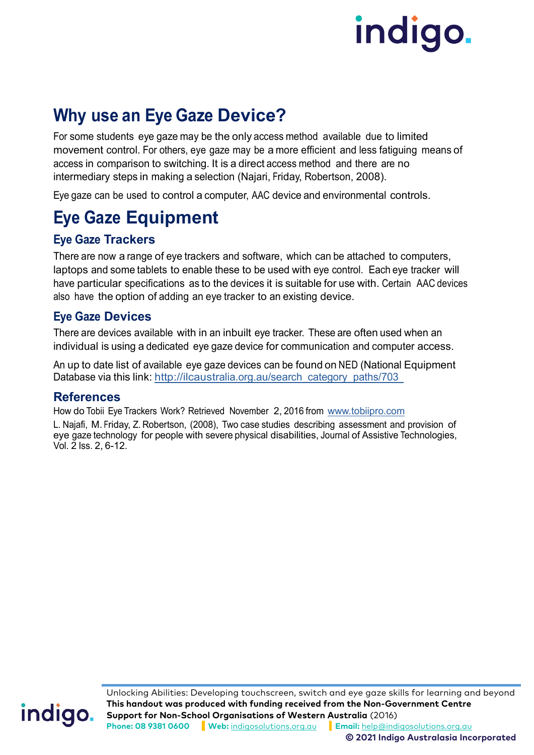## Why use an Eye Gaze Device?

For some students eye gaze may be the only access method available due to limited movement control. For others, eye gaze may be a more efficient and less fatiguing means of access in comparison to switching. It is a direct access method and there are no intermediary steps in making a selection (Najari, Friday, Robertson, 2008).

Eye gaze can be used to control a computer, AAC device and environmental controls.

## Eye Gaze Equipment

### Eye Gaze Trackers

There are now a range of eye trackers and software, which can be attached to computers, laptops and some tablets to enable these to be used with eye control. Each eye tracker will have particular specifications as to the devices it is suitable for use with. Certain AAC devices also have the option of adding an eye tracker to an existing device.

### Eye Gaze Devices

There are devices available with in an inbuilt eye tracker. These are often used when an individual is using a dedicated eye gaze device for communication and computer access.

An up to date list of available eye gaze devices can be found on NED (National Equipment Database via this link: [http://ilcaustralia.org.au/search_category_paths/703](http://ilcaustralia.org.au/search_category_paths/703)

### References

How do Tobii Eye Trackers Work? Retrieved November 2, 2016 from [www.tobiipro.com](http://www.tobiipro.com)

L. Najafi, M. Friday, Z. Robertson, (2008), Two case studies describing assessment and provision of eye gaze technology for people with severe physical disabilities, Journal of Assistive Technologies, Vol. 2 Iss. 2, 6-12.

Unlocking Abilities: Developing touchscreen, switch and eye gaze skills for learning and beyond

**This handout was produced with funding received from the Non-Government Centre Support for Non-School Organisations of Western Australia** (2016)

**Phone: 08 9381 0600** | **Web:** [indigosolutions.org.au](http://indigosolutions.org.au) | **Email:** [help@indigosolutions.org.au](mailto:help@indigosolutions.org.au)

**© 2021 Indigo Australasia Incorporated**